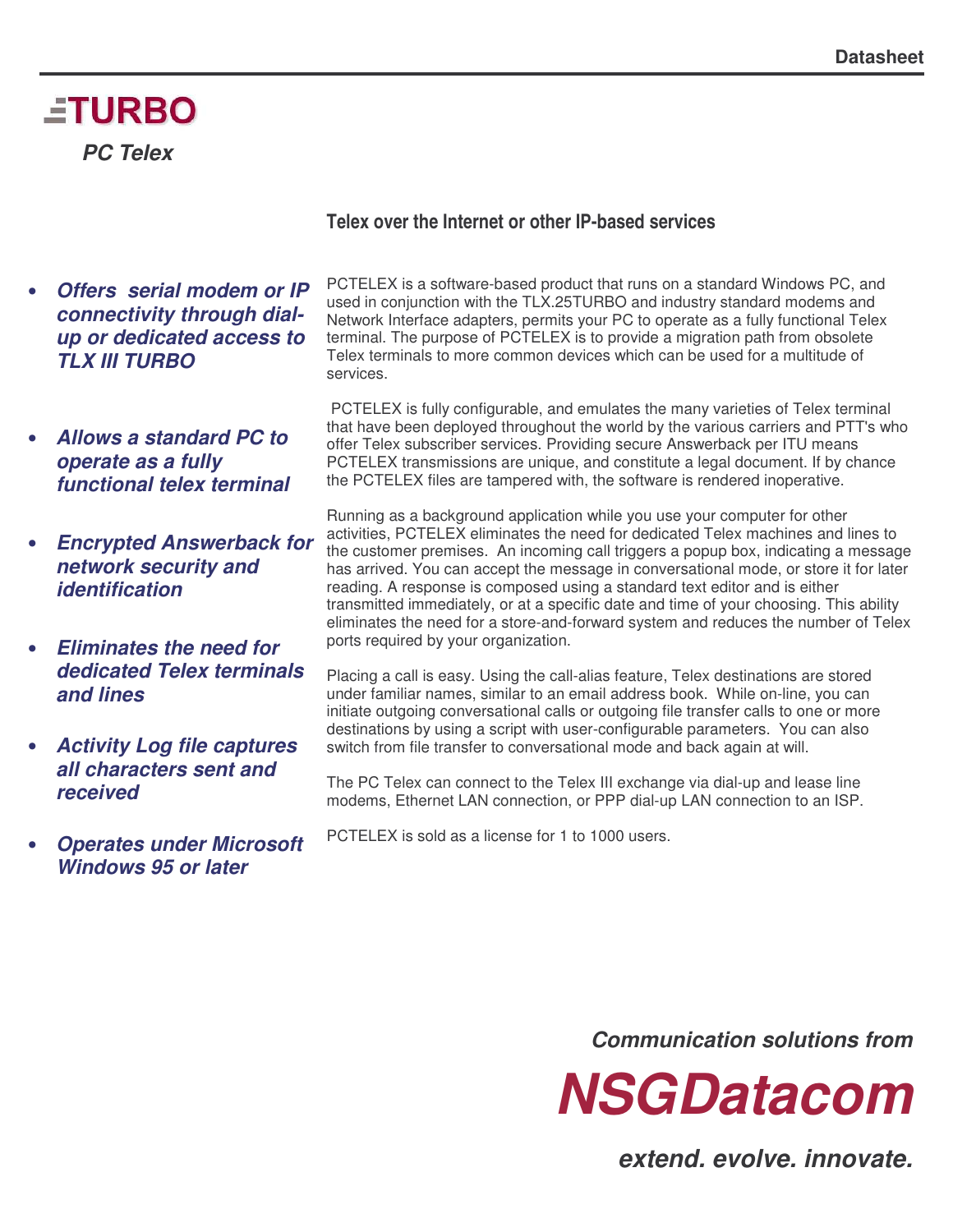Datasheet

# TURBO

## *PC Telex*

### Telex over the Internet or other IP-based services

- ***Offers serial modem or IP connectivity through dial-up or dedicated access to TLX III TURBO***
- ***Allows a standard PC to operate as a fully functional telex terminal***
- ***Encrypted Answerback for network security and identification***
- ***Eliminates the need for dedicated Telex terminals and lines***
- ***Activity Log file captures all characters sent and received***
- ***Operates under Microsoft Windows 95 or later***

PCTELEX is a software-based product that runs on a standard Windows PC, and used in conjunction with the TLX.25TURBO and industry standard modems and Network Interface adapters, permits your PC to operate as a fully functional Telex terminal. The purpose of PCTELEX is to provide a migration path from obsolete Telex terminals to more common devices which can be used for a multitude of services.

PCTELEX is fully configurable, and emulates the many varieties of Telex terminal that have been deployed throughout the world by the various carriers and PTT's who offer Telex subscriber services. Providing secure Answerback per ITU means PCTELEX transmissions are unique, and constitute a legal document. If by chance the PCTELEX files are tampered with, the software is rendered inoperative.

Running as a background application while you use your computer for other activities, PCTELEX eliminates the need for dedicated Telex machines and lines to the customer premises. An incoming call triggers a popup box, indicating a message has arrived. You can accept the message in conversational mode, or store it for later reading. A response is composed using a standard text editor and is either transmitted immediately, or at a specific date and time of your choosing. This ability eliminates the need for a store-and-forward system and reduces the number of Telex ports required by your organization.

Placing a call is easy. Using the call-alias feature, Telex destinations are stored under familiar names, similar to an email address book. While on-line, you can initiate outgoing conversational calls or outgoing file transfer calls to one or more destinations by using a script with user-configurable parameters. You can also switch from file transfer to conversational mode and back again at will.

The PC Telex can connect to the Telex III exchange via dial-up and lease line modems, Ethernet LAN connection, or PPP dial-up LAN connection to an ISP.

PCTELEX is sold as a license for 1 to 1000 users.

*Communication solutions from*

***NSGDatacom***

*extend. evolve. innovate.*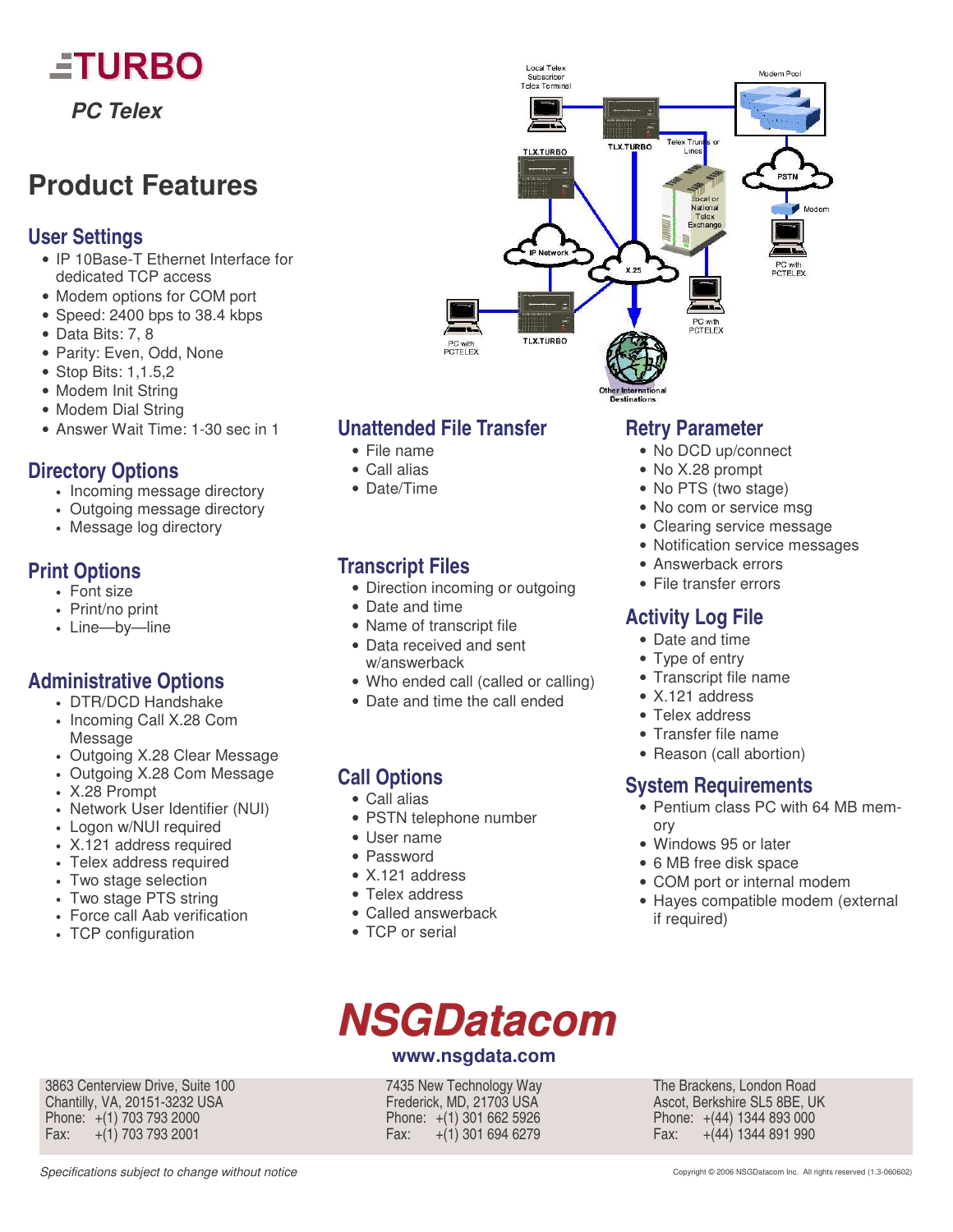# TURBO

*PC Telex*

Local Telex Subscriber Telex Terminal
TLX.TURBO
TLX.TURBO
Modem Pool
Telex Trunks or Lines
PSTN
Local or National Telex Exchange
Modem
IP Network
X.25
PC with PCTELEX
PC with PCTELEX
TLX.TURBO
PC with PCTELEX
Other International Destinations

## Product Features

### User Settings

- IP 10Base-T Ethernet Interface for dedicated TCP access
- Modem options for COM port
- Speed: 2400 bps to 38.4 kbps
- Data Bits: 7, 8
- Parity: Even, Odd, None
- Stop Bits: 1,1.5,2
- Modem Init String
- Modem Dial String
- Answer Wait Time: 1-30 sec in 1

### Directory Options

- Incoming message directory
- Outgoing message directory
- Message log directory

### Print Options

- Font size
- Print/no print
- Line—by—line

### Administrative Options

- DTR/DCD Handshake
- Incoming Call X.28 Com Message
- Outgoing X.28 Clear Message
- Outgoing X.28 Com Message
- X.28 Prompt
- Network User Identifier (NUI)
- Logon w/NUI required
- X.121 address required
- Telex address required
- Two stage selection
- Two stage PTS string
- Force call Aab verification
- TCP configuration

### Unattended File Transfer

- File name
- Call alias
- Date/Time

### Transcript Files

- Direction incoming or outgoing
- Date and time
- Name of transcript file
- Data received and sent w/answerback
- Who ended call (called or calling)
- Date and time the call ended

### Call Options

- Call alias
- PSTN telephone number
- User name
- Password
- X.121 address
- Telex address
- Called answerback
- TCP or serial

### Retry Parameter

- No DCD up/connect
- No X.28 prompt
- No PTS (two stage)
- No com or service msg
- Clearing service message
- Notification service messages
- Answerback errors
- File transfer errors

### Activity Log File

- Date and time
- Type of entry
- Transcript file name
- X.121 address
- Telex address
- Transfer file name
- Reason (call abortion)

### System Requirements

- Pentium class PC with 64 MB memory
- Windows 95 or later
- 6 MB free disk space
- COM port or internal modem
- Hayes compatible modem (external if required)

**NSGDatacom**

**www.nsgdata.com**

3863 Centerview Drive, Suite 100
Chantilly, VA, 20151-3232 USA
Phone: +(1) 703 793 2000
Fax: +(1) 703 793 2001

7435 New Technology Way
Frederick, MD, 21703 USA
Phone: +(1) 301 662 5926
Fax: +(1) 301 694 6279

The Brackens, London Road
Ascot, Berkshire SL5 8BE, UK
Phone: +(44) 1344 893 000
Fax: +(44) 1344 891 990

*Specifications subject to change without notice*

Copyright © 2006 NSGDatacom Inc. All rights reserved (1.3-060602)